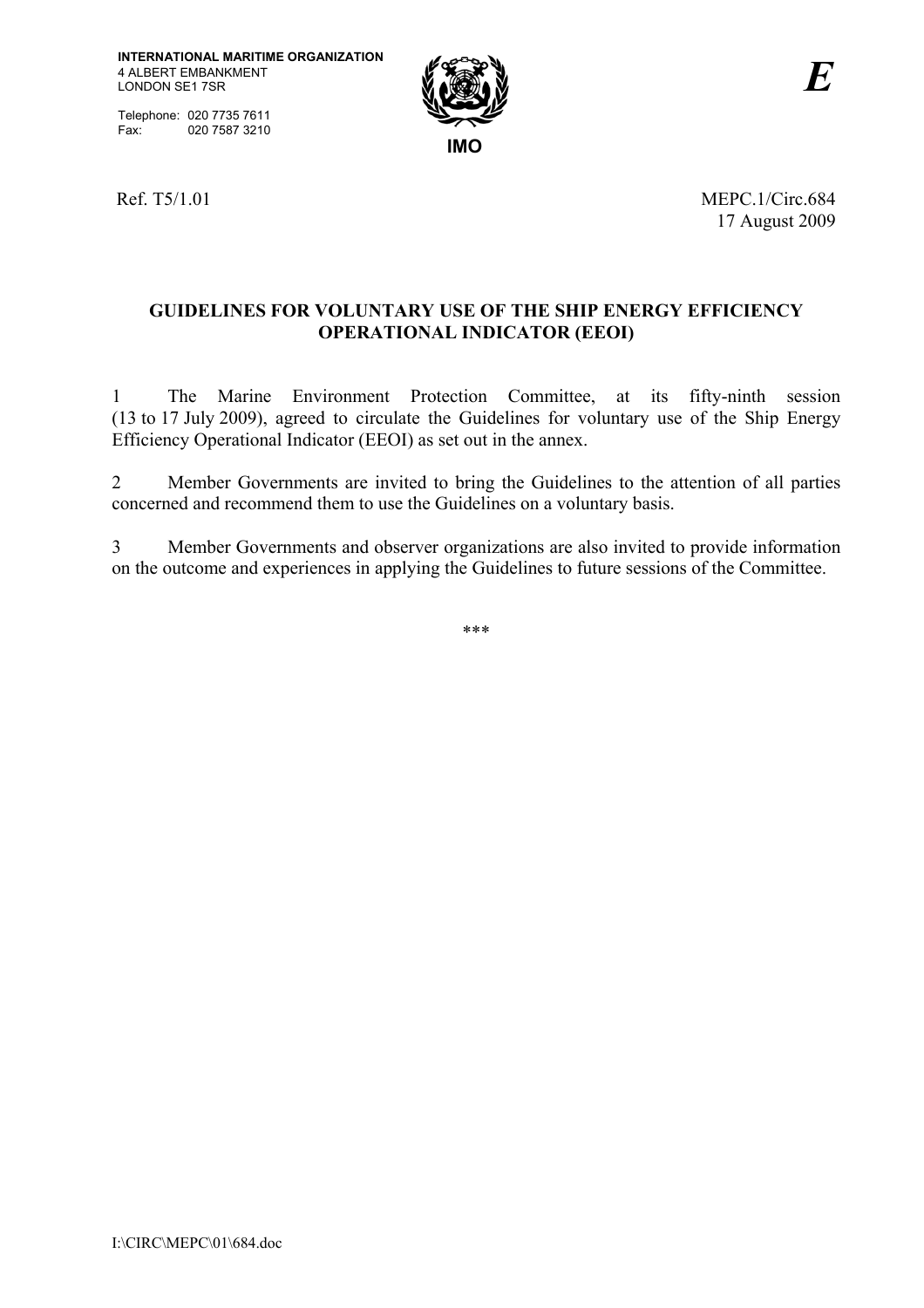INTERNATIONAL MARITIME ORGANIZATION
4 ALBERT EMBANKMENT
LONDON SE1 7SR

Telephone: 020 7735 7611
Fax: 020 7587 3210

IMO

*E*

Ref. T5/1.01

MEPC.1/Circ.684
17 August 2009

## GUIDELINES FOR VOLUNTARY USE OF THE SHIP ENERGY EFFICIENCY OPERATIONAL INDICATOR (EEOI)

1 The Marine Environment Protection Committee, at its fifty-ninth session (13 to 17 July 2009), agreed to circulate the Guidelines for voluntary use of the Ship Energy Efficiency Operational Indicator (EEOI) as set out in the annex.

2 Member Governments are invited to bring the Guidelines to the attention of all parties concerned and recommend them to use the Guidelines on a voluntary basis.

3 Member Governments and observer organizations are also invited to provide information on the outcome and experiences in applying the Guidelines to future sessions of the Committee.

***

I:\CIRC\MEPC\01\684.doc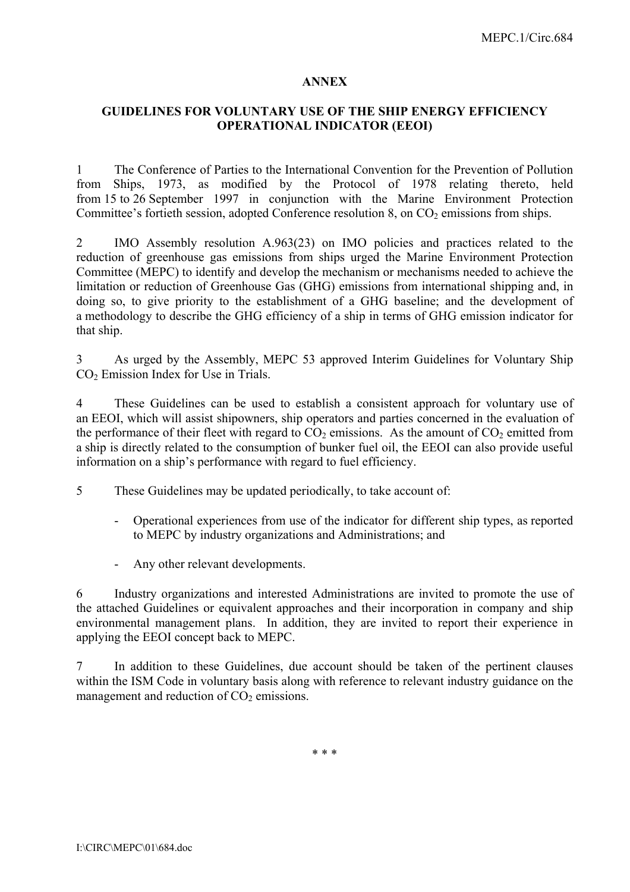## ANNEX

## GUIDELINES FOR VOLUNTARY USE OF THE SHIP ENERGY EFFICIENCY OPERATIONAL INDICATOR (EEOI)

1 The Conference of Parties to the International Convention for the Prevention of Pollution from Ships, 1973, as modified by the Protocol of 1978 relating thereto, held from 15 to 26 September 1997 in conjunction with the Marine Environment Protection Committee's fortieth session, adopted Conference resolution 8, on $CO_2$ emissions from ships.

2 IMO Assembly resolution A.963(23) on IMO policies and practices related to the reduction of greenhouse gas emissions from ships urged the Marine Environment Protection Committee (MEPC) to identify and develop the mechanism or mechanisms needed to achieve the limitation or reduction of Greenhouse Gas (GHG) emissions from international shipping and, in doing so, to give priority to the establishment of a GHG baseline; and the development of a methodology to describe the GHG efficiency of a ship in terms of GHG emission indicator for that ship.

3 As urged by the Assembly, MEPC 53 approved Interim Guidelines for Voluntary Ship $CO_2$ Emission Index for Use in Trials.

4 These Guidelines can be used to establish a consistent approach for voluntary use of an EEOI, which will assist shipowners, ship operators and parties concerned in the evaluation of the performance of their fleet with regard to $CO_2$ emissions. As the amount of $CO_2$ emitted from a ship is directly related to the consumption of bunker fuel oil, the EEOI can also provide useful information on a ship's performance with regard to fuel efficiency.

5 These Guidelines may be updated periodically, to take account of:

- Operational experiences from use of the indicator for different ship types, as reported to MEPC by industry organizations and Administrations; and

- Any other relevant developments.

6 Industry organizations and interested Administrations are invited to promote the use of the attached Guidelines or equivalent approaches and their incorporation in company and ship environmental management plans. In addition, they are invited to report their experience in applying the EEOI concept back to MEPC.

7 In addition to these Guidelines, due account should be taken of the pertinent clauses within the ISM Code in voluntary basis along with reference to relevant industry guidance on the management and reduction of $CO_2$ emissions.

\* \* \*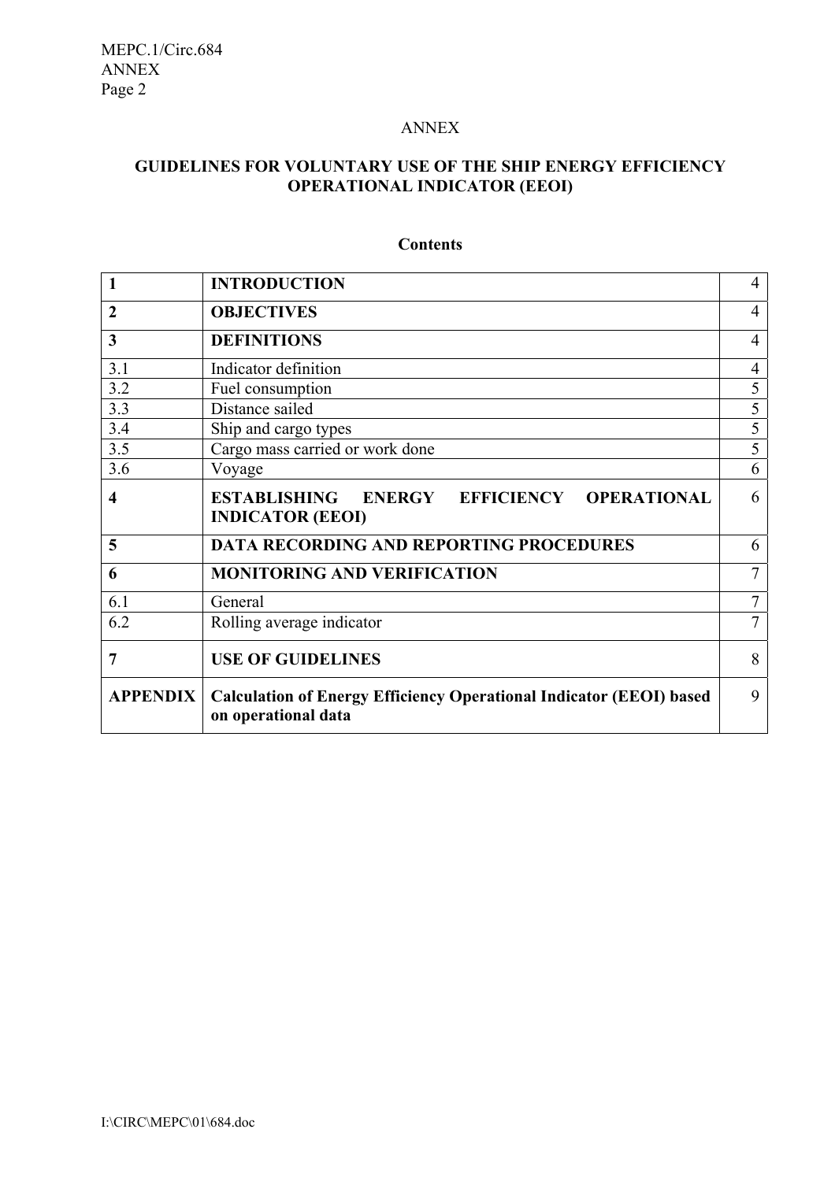ANNEX

# GUIDELINES FOR VOLUNTARY USE OF THE SHIP ENERGY EFFICIENCY OPERATIONAL INDICATOR (EEOI)

## Contents

| | | |
|---|---|---|
| **1** | **INTRODUCTION** | 4 |
| **2** | **OBJECTIVES** | 4 |
| **3** | **DEFINITIONS** | 4 |
| 3.1 | Indicator definition | 4 |
| 3.2 | Fuel consumption | 5 |
| 3.3 | Distance sailed | 5 |
| 3.4 | Ship and cargo types | 5 |
| 3.5 | Cargo mass carried or work done | 5 |
| 3.6 | Voyage | 6 |
| **4** | **ESTABLISHING ENERGY EFFICIENCY OPERATIONAL INDICATOR (EEOI)** | 6 |
| **5** | **DATA RECORDING AND REPORTING PROCEDURES** | 6 |
| **6** | **MONITORING AND VERIFICATION** | 7 |
| 6.1 | General | 7 |
| 6.2 | Rolling average indicator | 7 |
| **7** | **USE OF GUIDELINES** | 8 |
| **APPENDIX** | **Calculation of Energy Efficiency Operational Indicator (EEOI) based on operational data** | 9 |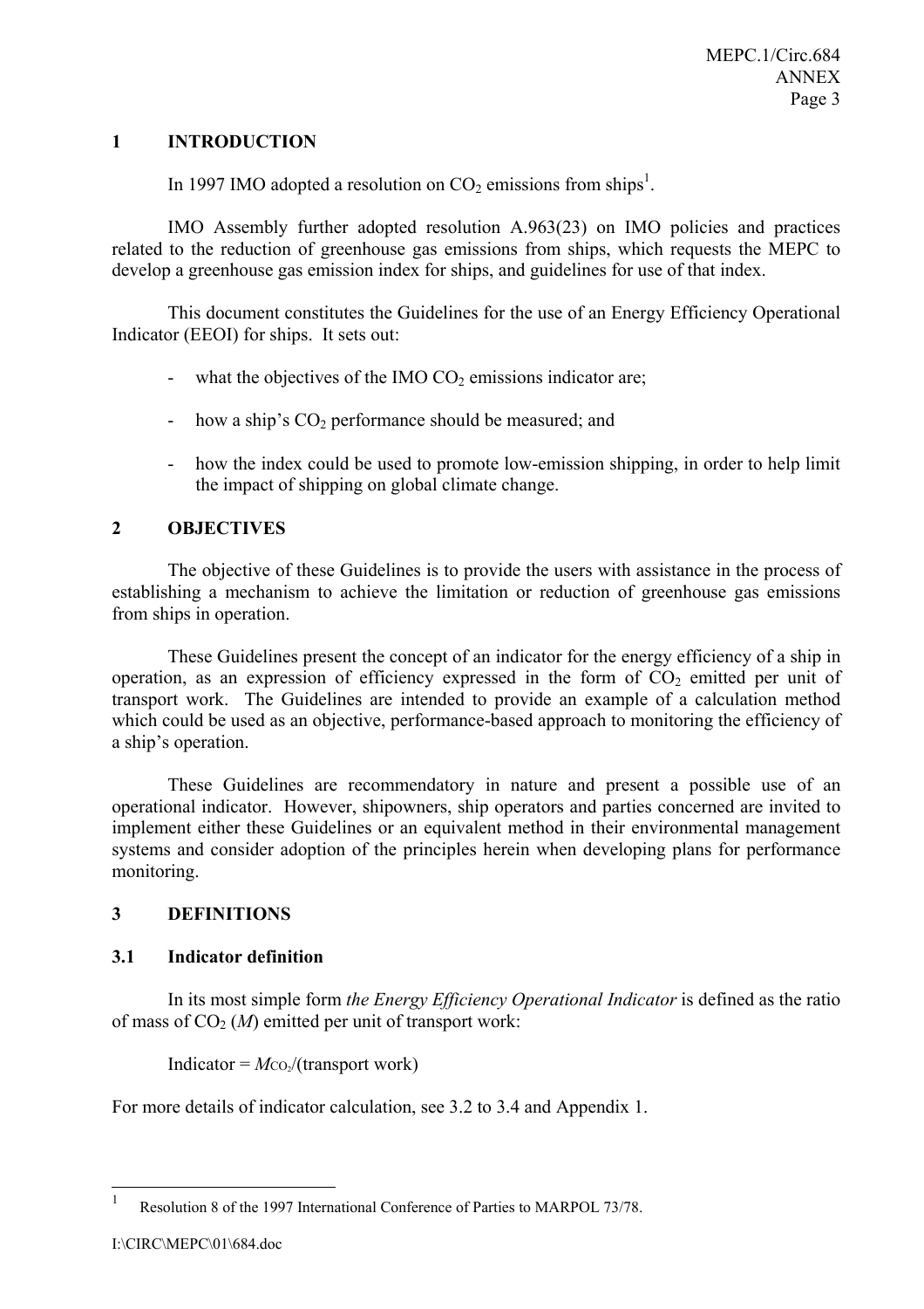## 1 INTRODUCTION

In 1997 IMO adopted a resolution on $CO_2$ emissions from ships[1].

IMO Assembly further adopted resolution A.963(23) on IMO policies and practices related to the reduction of greenhouse gas emissions from ships, which requests the MEPC to develop a greenhouse gas emission index for ships, and guidelines for use of that index.

This document constitutes the Guidelines for the use of an Energy Efficiency Operational Indicator (EEOI) for ships. It sets out:

- what the objectives of the IMO $CO_2$ emissions indicator are;
- how a ship's $CO_2$ performance should be measured; and
- how the index could be used to promote low-emission shipping, in order to help limit the impact of shipping on global climate change.

## 2 OBJECTIVES

The objective of these Guidelines is to provide the users with assistance in the process of establishing a mechanism to achieve the limitation or reduction of greenhouse gas emissions from ships in operation.

These Guidelines present the concept of an indicator for the energy efficiency of a ship in operation, as an expression of efficiency expressed in the form of $CO_2$ emitted per unit of transport work. The Guidelines are intended to provide an example of a calculation method which could be used as an objective, performance-based approach to monitoring the efficiency of a ship's operation.

These Guidelines are recommendatory in nature and present a possible use of an operational indicator. However, shipowners, ship operators and parties concerned are invited to implement either these Guidelines or an equivalent method in their environmental management systems and consider adoption of the principles herein when developing plans for performance monitoring.

## 3 DEFINITIONS

### 3.1 Indicator definition

In its most simple form *the Energy Efficiency Operational Indicator* is defined as the ratio of mass of $CO_2$ ($M$) emitted per unit of transport work:

Indicator = $M_{CO_2}$/(transport work)

For more details of indicator calculation, see 3.2 to 3.4 and Appendix 1.

---

[1] Resolution 8 of the 1997 International Conference of Parties to MARPOL 73/78.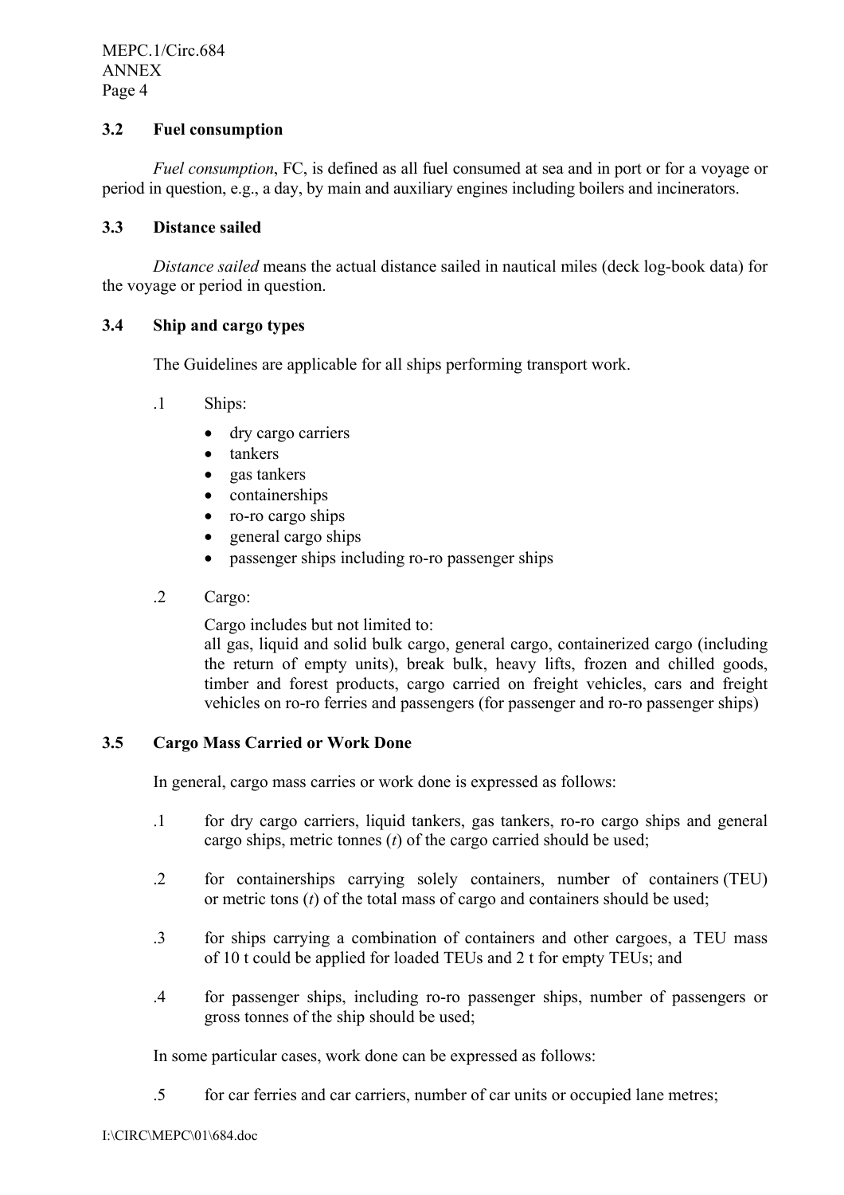### 3.2 Fuel consumption

*Fuel consumption*, FC, is defined as all fuel consumed at sea and in port or for a voyage or period in question, e.g., a day, by main and auxiliary engines including boilers and incinerators.

### 3.3 Distance sailed

*Distance sailed* means the actual distance sailed in nautical miles (deck log-book data) for the voyage or period in question.

### 3.4 Ship and cargo types

The Guidelines are applicable for all ships performing transport work.

.1 Ships:

- dry cargo carriers
- tankers
- gas tankers
- containerships
- ro-ro cargo ships
- general cargo ships
- passenger ships including ro-ro passenger ships

.2 Cargo:

Cargo includes but not limited to:
all gas, liquid and solid bulk cargo, general cargo, containerized cargo (including the return of empty units), break bulk, heavy lifts, frozen and chilled goods, timber and forest products, cargo carried on freight vehicles, cars and freight vehicles on ro-ro ferries and passengers (for passenger and ro-ro passenger ships)

### 3.5 Cargo Mass Carried or Work Done

In general, cargo mass carries or work done is expressed as follows:

.1 for dry cargo carriers, liquid tankers, gas tankers, ro-ro cargo ships and general cargo ships, metric tonnes (*t*) of the cargo carried should be used;

.2 for containerships carrying solely containers, number of containers (TEU) or metric tons (*t*) of the total mass of cargo and containers should be used;

.3 for ships carrying a combination of containers and other cargoes, a TEU mass of 10 t could be applied for loaded TEUs and 2 t for empty TEUs; and

.4 for passenger ships, including ro-ro passenger ships, number of passengers or gross tonnes of the ship should be used;

In some particular cases, work done can be expressed as follows:

.5 for car ferries and car carriers, number of car units or occupied lane metres;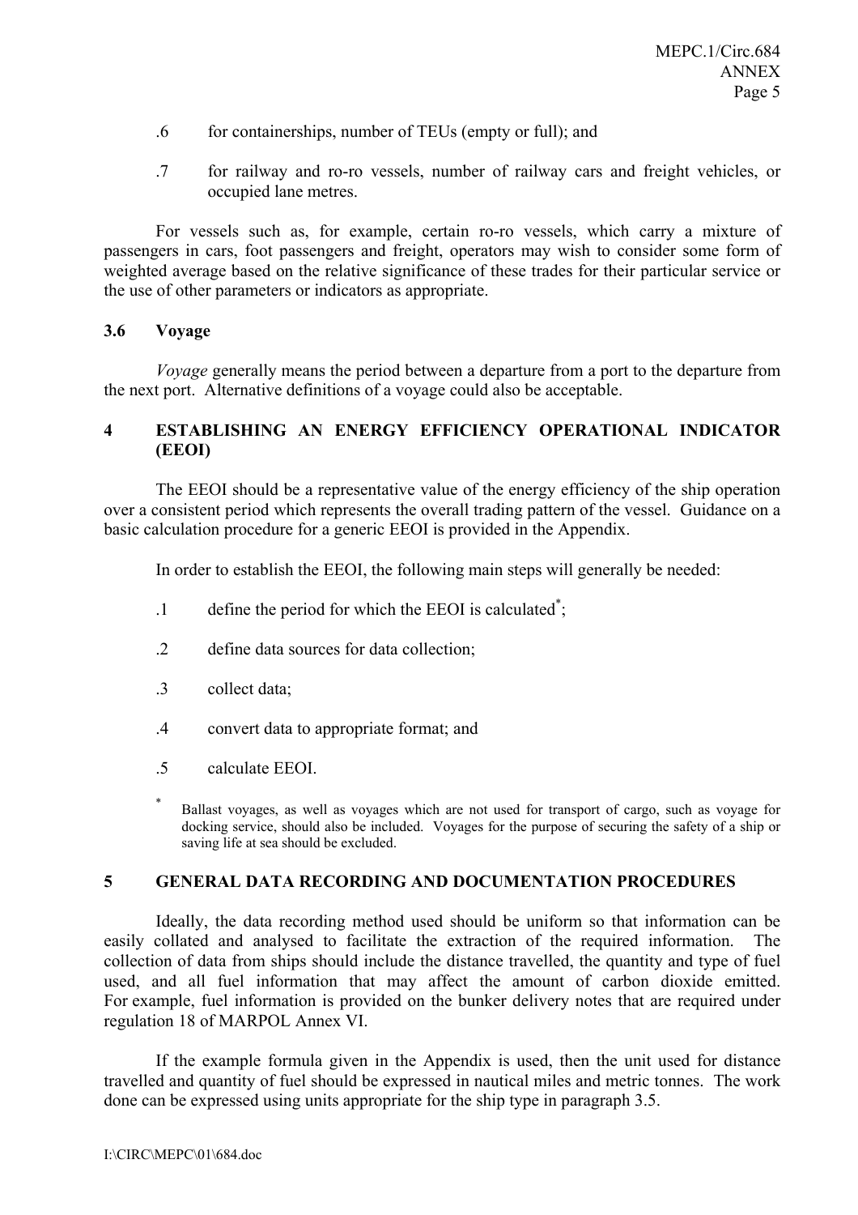.6 for containerships, number of TEUs (empty or full); and

.7 for railway and ro-ro vessels, number of railway cars and freight vehicles, or occupied lane metres.

For vessels such as, for example, certain ro-ro vessels, which carry a mixture of passengers in cars, foot passengers and freight, operators may wish to consider some form of weighted average based on the relative significance of these trades for their particular service or the use of other parameters or indicators as appropriate.

### 3.6 Voyage

*Voyage* generally means the period between a departure from a port to the departure from the next port. Alternative definitions of a voyage could also be acceptable.

## 4 ESTABLISHING AN ENERGY EFFICIENCY OPERATIONAL INDICATOR (EEOI)

The EEOI should be a representative value of the energy efficiency of the ship operation over a consistent period which represents the overall trading pattern of the vessel. Guidance on a basic calculation procedure for a generic EEOI is provided in the Appendix.

In order to establish the EEOI, the following main steps will generally be needed:

.1 define the period for which the EEOI is calculated*;

.2 define data sources for data collection;

.3 collect data;

.4 convert data to appropriate format; and

.5 calculate EEOI.

\* Ballast voyages, as well as voyages which are not used for transport of cargo, such as voyage for docking service, should also be included. Voyages for the purpose of securing the safety of a ship or saving life at sea should be excluded.

## 5 GENERAL DATA RECORDING AND DOCUMENTATION PROCEDURES

Ideally, the data recording method used should be uniform so that information can be easily collated and analysed to facilitate the extraction of the required information. The collection of data from ships should include the distance travelled, the quantity and type of fuel used, and all fuel information that may affect the amount of carbon dioxide emitted. For example, fuel information is provided on the bunker delivery notes that are required under regulation 18 of MARPOL Annex VI.

If the example formula given in the Appendix is used, then the unit used for distance travelled and quantity of fuel should be expressed in nautical miles and metric tonnes. The work done can be expressed using units appropriate for the ship type in paragraph 3.5.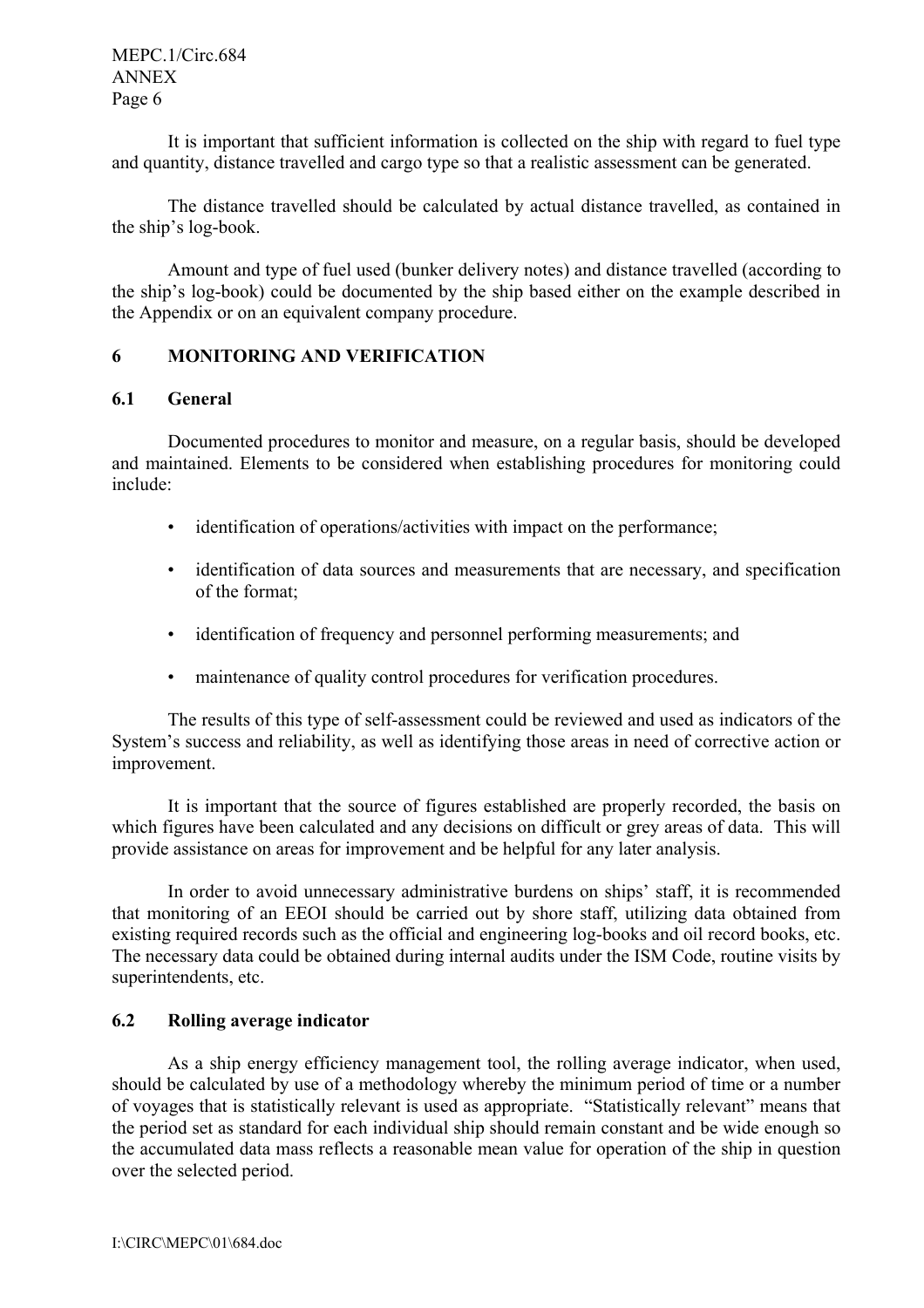It is important that sufficient information is collected on the ship with regard to fuel type and quantity, distance travelled and cargo type so that a realistic assessment can be generated.

The distance travelled should be calculated by actual distance travelled, as contained in the ship's log-book.

Amount and type of fuel used (bunker delivery notes) and distance travelled (according to the ship's log-book) could be documented by the ship based either on the example described in the Appendix or on an equivalent company procedure.

## 6 MONITORING AND VERIFICATION

### 6.1 General

Documented procedures to monitor and measure, on a regular basis, should be developed and maintained. Elements to be considered when establishing procedures for monitoring could include:

- identification of operations/activities with impact on the performance;
- identification of data sources and measurements that are necessary, and specification of the format;
- identification of frequency and personnel performing measurements; and
- maintenance of quality control procedures for verification procedures.

The results of this type of self-assessment could be reviewed and used as indicators of the System's success and reliability, as well as identifying those areas in need of corrective action or improvement.

It is important that the source of figures established are properly recorded, the basis on which figures have been calculated and any decisions on difficult or grey areas of data. This will provide assistance on areas for improvement and be helpful for any later analysis.

In order to avoid unnecessary administrative burdens on ships' staff, it is recommended that monitoring of an EEOI should be carried out by shore staff, utilizing data obtained from existing required records such as the official and engineering log-books and oil record books, etc. The necessary data could be obtained during internal audits under the ISM Code, routine visits by superintendents, etc.

### 6.2 Rolling average indicator

As a ship energy efficiency management tool, the rolling average indicator, when used, should be calculated by use of a methodology whereby the minimum period of time or a number of voyages that is statistically relevant is used as appropriate. "Statistically relevant" means that the period set as standard for each individual ship should remain constant and be wide enough so the accumulated data mass reflects a reasonable mean value for operation of the ship in question over the selected period.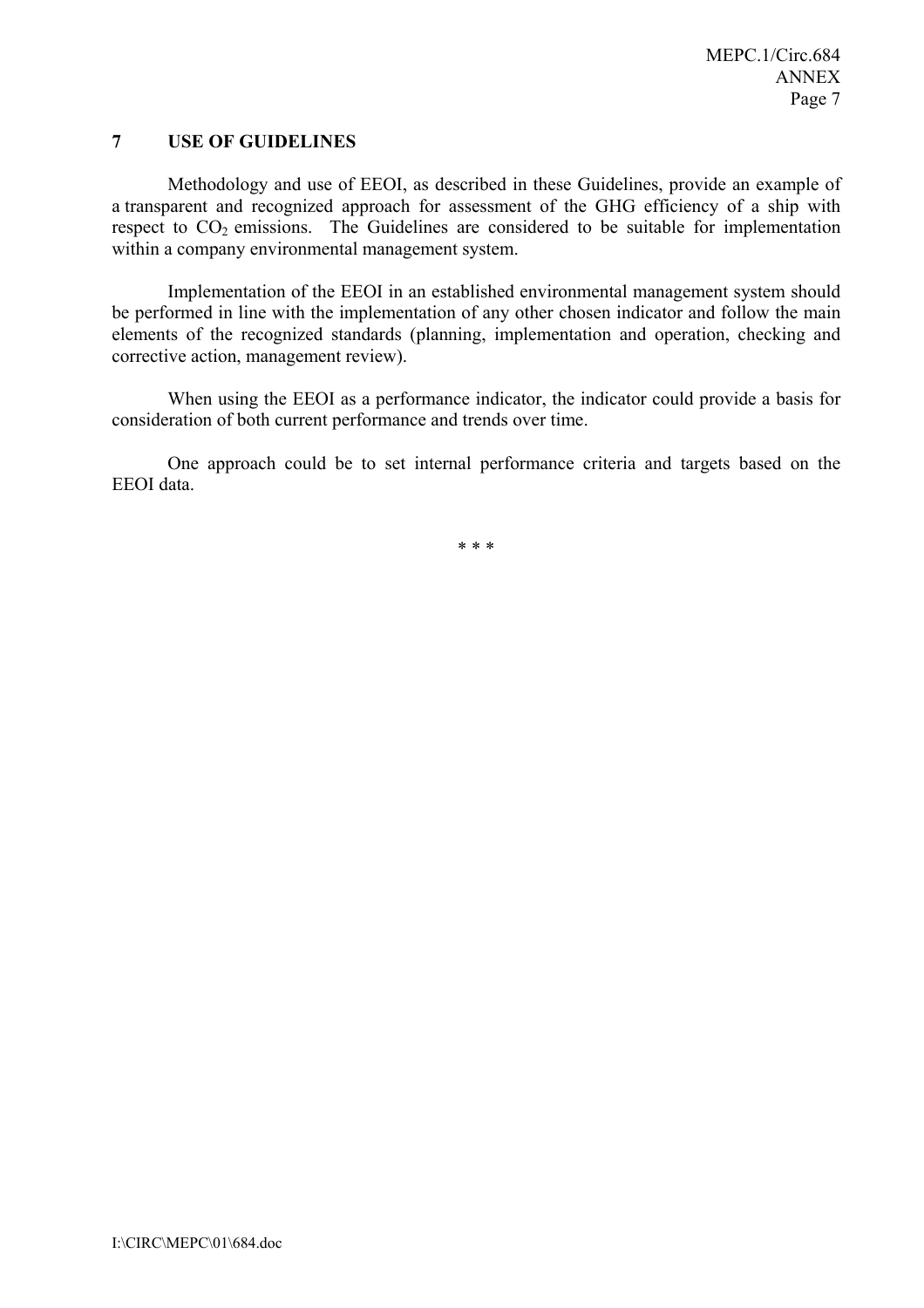## 7 USE OF GUIDELINES

Methodology and use of EEOI, as described in these Guidelines, provide an example of a transparent and recognized approach for assessment of the GHG efficiency of a ship with respect to $CO_2$ emissions. The Guidelines are considered to be suitable for implementation within a company environmental management system.

Implementation of the EEOI in an established environmental management system should be performed in line with the implementation of any other chosen indicator and follow the main elements of the recognized standards (planning, implementation and operation, checking and corrective action, management review).

When using the EEOI as a performance indicator, the indicator could provide a basis for consideration of both current performance and trends over time.

One approach could be to set internal performance criteria and targets based on the EEOI data.

\* \* \*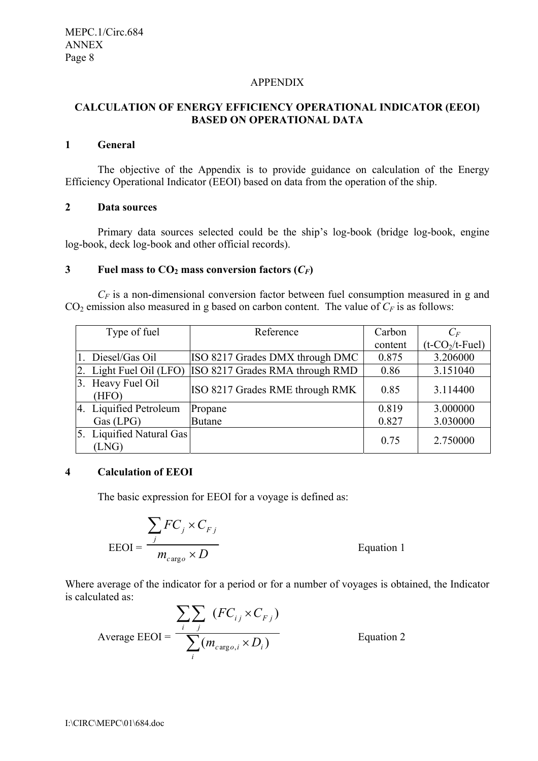## APPENDIX

### CALCULATION OF ENERGY EFFICIENCY OPERATIONAL INDICATOR (EEOI) BASED ON OPERATIONAL DATA

### 1 General

The objective of the Appendix is to provide guidance on calculation of the Energy Efficiency Operational Indicator (EEOI) based on data from the operation of the ship.

### 2 Data sources

Primary data sources selected could be the ship's log-book (bridge log-book, engine log-book, deck log-book and other official records).

### 3 Fuel mass to $CO_2$ mass conversion factors ($C_F$)

$C_F$ is a non-dimensional conversion factor between fuel consumption measured in g and $CO_2$ emission also measured in g based on carbon content. The value of $C_F$ is as follows:

| Type of fuel | Reference | Carbon content | $C_F$ (t-$CO_2$/t-Fuel) |
|---|---|---|---|
| 1. Diesel/Gas Oil | ISO 8217 Grades DMX through DMC | 0.875 | 3.206000 |
| 2. Light Fuel Oil (LFO) | ISO 8217 Grades RMA through RMD | 0.86 | 3.151040 |
| 3. Heavy Fuel Oil (HFO) | ISO 8217 Grades RME through RMK | 0.85 | 3.114400 |
| 4. Liquified Petroleum Gas (LPG) | Propane<br>Butane | 0.819<br>0.827 | 3.000000<br>3.030000 |
| 5. Liquified Natural Gas (LNG) | | 0.75 | 2.750000 |

### 4 Calculation of EEOI

The basic expression for EEOI for a voyage is defined as:

$$\text{EEOI} = \frac{\sum_{j} FC_j \times C_{Fj}}{m_{cargo} \times D} \qquad \text{Equation 1}$$

Where average of the indicator for a period or for a number of voyages is obtained, the Indicator is calculated as:

$$\text{Average EEOI} = \frac{\sum_{i}\sum_{j} (FC_{ij} \times C_{Fj})}{\sum_{i}(m_{cargo,i} \times D_i)} \qquad \text{Equation 2}$$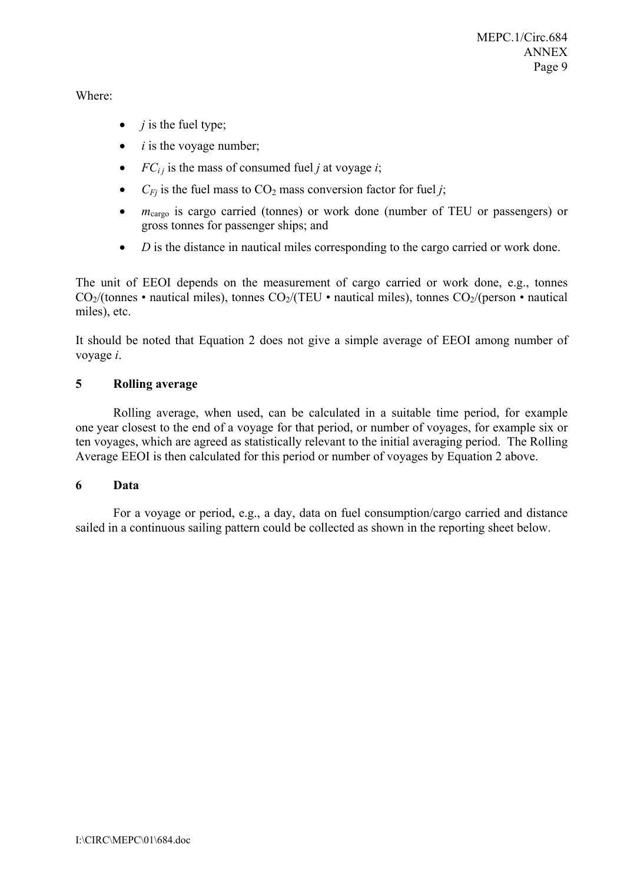Where:

- $j$ is the fuel type;
- $i$ is the voyage number;
- $FC_{ij}$ is the mass of consumed fuel $j$ at voyage $i$;
- $C_{Fj}$ is the fuel mass to $CO_2$ mass conversion factor for fuel $j$;
- $m_{cargo}$ is cargo carried (tonnes) or work done (number of TEU or passengers) or gross tonnes for passenger ships; and
- $D$ is the distance in nautical miles corresponding to the cargo carried or work done.

The unit of EEOI depends on the measurement of cargo carried or work done, e.g., tonnes $CO_2$/(tonnes • nautical miles), tonnes $CO_2$/(TEU • nautical miles), tonnes $CO_2$/(person • nautical miles), etc.

It should be noted that Equation 2 does not give a simple average of EEOI among number of voyage $i$.

## 5 Rolling average

Rolling average, when used, can be calculated in a suitable time period, for example one year closest to the end of a voyage for that period, or number of voyages, for example six or ten voyages, which are agreed as statistically relevant to the initial averaging period. The Rolling Average EEOI is then calculated for this period or number of voyages by Equation 2 above.

## 6 Data

For a voyage or period, e.g., a day, data on fuel consumption/cargo carried and distance sailed in a continuous sailing pattern could be collected as shown in the reporting sheet below.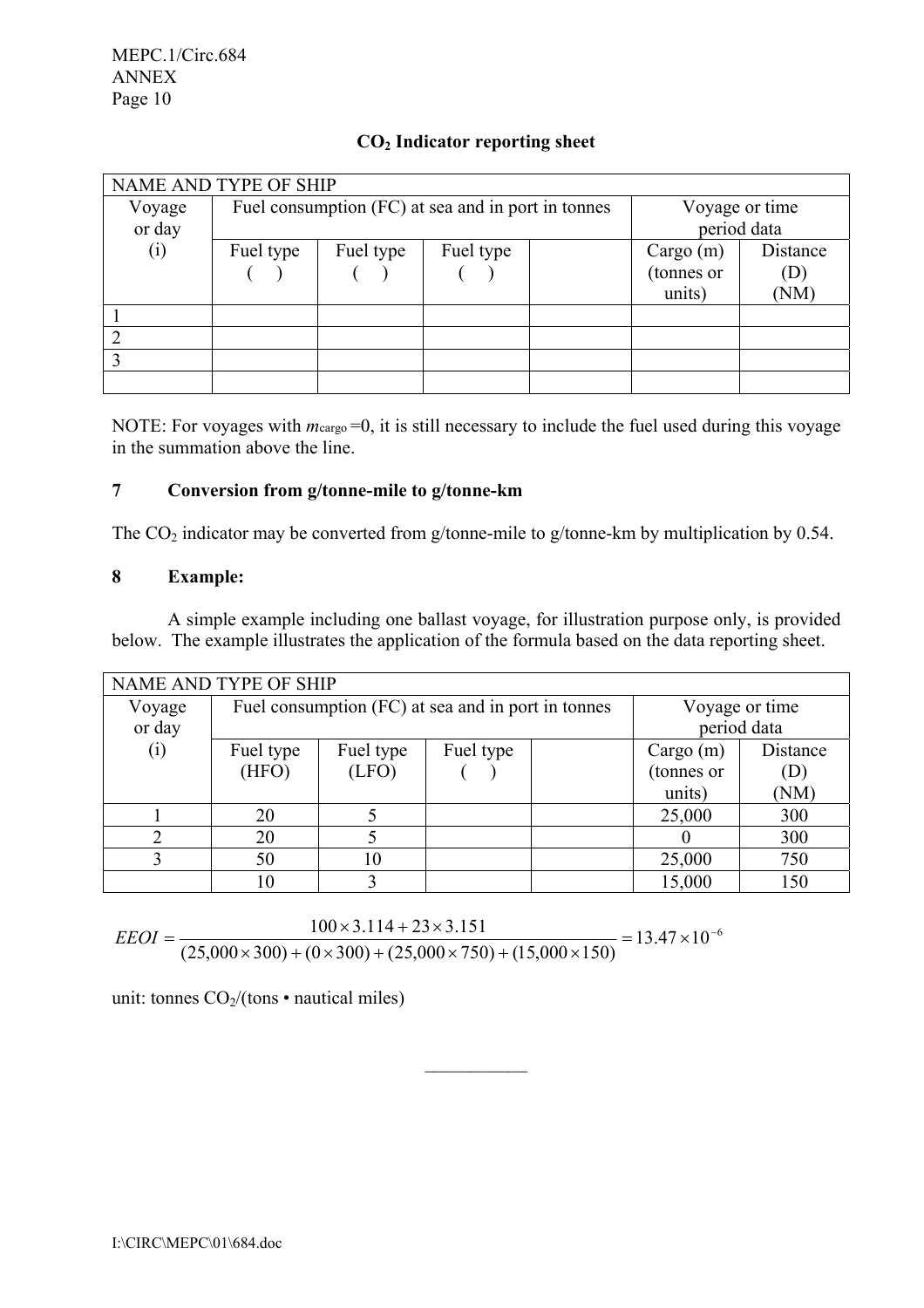### $CO_2$ Indicator reporting sheet

| NAME AND TYPE OF SHIP | | | | | | |
|---|---|---|---|---|---|---|
| Voyage or day (i) | Fuel consumption (FC) at sea and in port in tonnes | | | | Voyage or time period data | |
| | Fuel type ( ) | Fuel type ( ) | Fuel type ( ) | | Cargo (m) (tonnes or units) | Distance (D) (NM) |
| 1 | | | | | | |
| 2 | | | | | | |
| 3 | | | | | | |
| | | | | | | |

NOTE: For voyages with $m_{cargo}=0$, it is still necessary to include the fuel used during this voyage in the summation above the line.

## 7 Conversion from g/tonne-mile to g/tonne-km

The $CO_2$ indicator may be converted from g/tonne-mile to g/tonne-km by multiplication by 0.54.

## 8 Example:

A simple example including one ballast voyage, for illustration purpose only, is provided below. The example illustrates the application of the formula based on the data reporting sheet.

| NAME AND TYPE OF SHIP | | | | | | |
|---|---|---|---|---|---|---|
| Voyage or day (i) | Fuel consumption (FC) at sea and in port in tonnes | | | | Voyage or time period data | |
| | Fuel type (HFO) | Fuel type (LFO) | Fuel type ( ) | | Cargo (m) (tonnes or units) | Distance (D) (NM) |
| 1 | 20 | 5 | | | 25,000 | 300 |
| 2 | 20 | 5 | | | 0 | 300 |
| 3 | 50 | 10 | | | 25,000 | 750 |
| | 10 | 3 | | | 15,000 | 150 |

$$EEOI = \frac{100 \times 3.114 + 23 \times 3.151}{(25{,}000 \times 300) + (0 \times 300) + (25{,}000 \times 750) + (15{,}000 \times 150)} = 13.47 \times 10^{-6}$$

unit: tonnes $CO_2$/(tons • nautical miles)